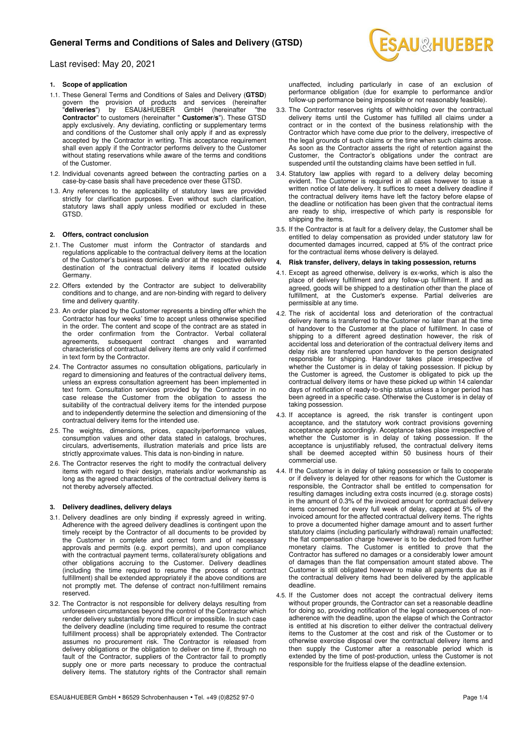# General Terms and Conditions of Sales and Delivery (GTSD)

Last revised: May 20, 2021

## 1. Scope of application

1.1. These General Terms and Conditions of Sales and Delivery (**GTSD**) govern the provision of products and services (hereinafter "**deliveries**") by ESAU&HUEBER GmbH (hereinafter "the **Contractor**" to customers (hereinafter " **Customer/s**"). These GTSD apply exclusively. Any deviating, conflicting or supplementary terms and conditions of the Customer shall only apply if and as expressly accepted by the Contractor in writing. This acceptance requirement shall even apply if the Contractor performs delivery to the Customer without stating reservations while aware of the terms and conditions of the Customer.

1.2. Individual covenants agreed between the contracting parties on a case-by-case basis shall have precedence over these GTSD.

1.3. Any references to the applicability of statutory laws are provided strictly for clarification purposes. Even without such clarification, statutory laws shall apply unless modified or excluded in these GTSD.

## 2. Offers, contract conclusion

2.1. The Customer must inform the Contractor of standards and regulations applicable to the contractual delivery items at the location of the Customer's business domicile and/or at the respective delivery destination of the contractual delivery items if located outside Germany.

2.2. Offers extended by the Contractor are subject to deliverability conditions and to change, and are non-binding with regard to delivery time and delivery quantity.

2.3. An order placed by the Customer represents a binding offer which the Contractor has four weeks' time to accept unless otherwise specified in the order. The content and scope of the contract are as stated in the order confirmation from the Contractor. Verbal collateral agreements, subsequent contract changes and warranted characteristics of contractual delivery items are only valid if confirmed in text form by the Contractor.

2.4. The Contractor assumes no consultation obligations, particularly in regard to dimensioning and features of the contractual delivery items, unless an express consultation agreement has been implemented in text form. Consultation services provided by the Contractor in no case release the Customer from the obligation to assess the suitability of the contractual delivery items for the intended purpose and to independently determine the selection and dimensioning of the contractual delivery items for the intended use.

2.5. The weights, dimensions, prices, capacity/performance values, consumption values and other data stated in catalogs, brochures, circulars, advertisements, illustration materials and price lists are strictly approximate values. This data is non-binding in nature.

2.6. The Contractor reserves the right to modify the contractual delivery items with regard to their design, materials and/or workmanship as long as the agreed characteristics of the contractual delivery items is not thereby adversely affected.

## 3. Delivery deadlines, delivery delays

3.1. Delivery deadlines are only binding if expressly agreed in writing. Adherence with the agreed delivery deadlines is contingent upon the timely receipt by the Contractor of all documents to be provided by the Customer in complete and correct form and of necessary approvals and permits (e.g. export permits), and upon compliance with the contractual payment terms, collateral/surety obligations and other obligations accruing to the Customer. Delivery deadlines (including the time required to resume the process of contract fulfillment) shall be extended appropriately if the above conditions are not promptly met. The defense of contract non-fulfillment remains reserved.

3.2. The Contractor is not responsible for delivery delays resulting from unforeseen circumstances beyond the control of the Contractor which render delivery substantially more difficult or impossible. In such case the delivery deadline (including time required to resume the contract fulfillment process) shall be appropriately extended. The Contractor assumes no procurement risk. The Contractor is released from delivery obligations or the obligation to deliver on time if, through no fault of the Contractor, suppliers of the Contractor fail to promptly supply one or more parts necessary to produce the contractual delivery items. The statutory rights of the Contractor shall remain unaffected, including particularly in case of an exclusion of performance obligation (due for example to performance and/or follow-up performance being impossible or not reasonably feasible).

3.3. The Contractor reserves rights of withholding over the contractual delivery items until the Customer has fulfilled all claims under a contract or in the context of the business relationship with the Contractor which have come due prior to the delivery, irrespective of the legal grounds of such claims or the time when such claims arose. As soon as the Contractor asserts the right of retention against the Customer, the Contractor's obligations under the contract are suspended until the outstanding claims have been settled in full.

3.4. Statutory law applies with regard to a delivery delay becoming evident. The Customer is required in all cases however to issue a written notice of late delivery. It suffices to meet a delivery deadline if the contractual delivery items have left the factory before elapse of the deadline or notification has been given that the contractual items are ready to ship, irrespective of which party is responsible for shipping the items.

3.5. If the Contractor is at fault for a delivery delay, the Customer shall be entitled to delay compensation as provided under statutory law for documented damages incurred, capped at 5% of the contract price for the contractual items whose delivery is delayed.

## 4. Risk transfer, delivery, delays in taking possession, returns

4.1. Except as agreed otherwise, delivery is ex-works, which is also the place of delivery fulfillment and any follow-up fulfillment. If and as agreed, goods will be shipped to a destination other than the place of fulfillment, at the Customer's expense. Partial deliveries are permissible at any time.

4.2. The risk of accidental loss and deterioration of the contractual delivery items is transferred to the Customer no later than at the time of handover to the Customer at the place of fulfillment. In case of shipping to a different agreed destination however, the risk of accidental loss and deterioration of the contractual delivery items and delay risk are transferred upon handover to the person designated responsible for shipping. Handover takes place irrespective of whether the Customer is in delay of taking possession. If pickup by the Customer is agreed, the Customer is obligated to pick up the contractual delivery items or have these picked up within 14 calendar days of notification of ready-to-ship status unless a longer period has been agreed in a specific case. Otherwise the Customer is in delay of taking possession.

4.3. If acceptance is agreed, the risk transfer is contingent upon acceptance, and the statutory work contract provisions governing acceptance apply accordingly. Acceptance takes place irrespective of whether the Customer is in delay of taking possession. If the acceptance is unjustifiably refused, the contractual delivery items shall be deemed accepted within 50 business hours of their commercial use.

4.4. If the Customer is in delay of taking possession or fails to cooperate or if delivery is delayed for other reasons for which the Customer is responsible, the Contractor shall be entitled to compensation for resulting damages including extra costs incurred (e.g. storage costs) in the amount of 0.3% of the invoiced amount for contractual delivery items concerned for every full week of delay, capped at 5% of the invoiced amount for the affected contractual delivery items. The rights to prove a documented higher damage amount and to assert further statutory claims (including particularly withdrawal) remain unaffected; the flat compensation charge however is to be deducted from further monetary claims. The Customer is entitled to prove that the Contractor has suffered no damages or a considerably lower amount of damages than the flat compensation amount stated above. The Customer is still obligated however to make all payments due as if the contractual delivery items had been delivered by the applicable deadline.

4.5. If the Customer does not accept the contractual delivery items without proper grounds, the Contractor can set a reasonable deadline for doing so, providing notification of the legal consequences of non-adherence with the deadline, upon the elapse of which the Contractor is entitled at his discretion to either deliver the contractual delivery items to the Customer at the cost and risk of the Customer or to otherwise exercise disposal over the contractual delivery items and then supply the Customer after a reasonable period which is extended by the time of post-production, unless the Customer is not responsible for the fruitless elapse of the deadline extension.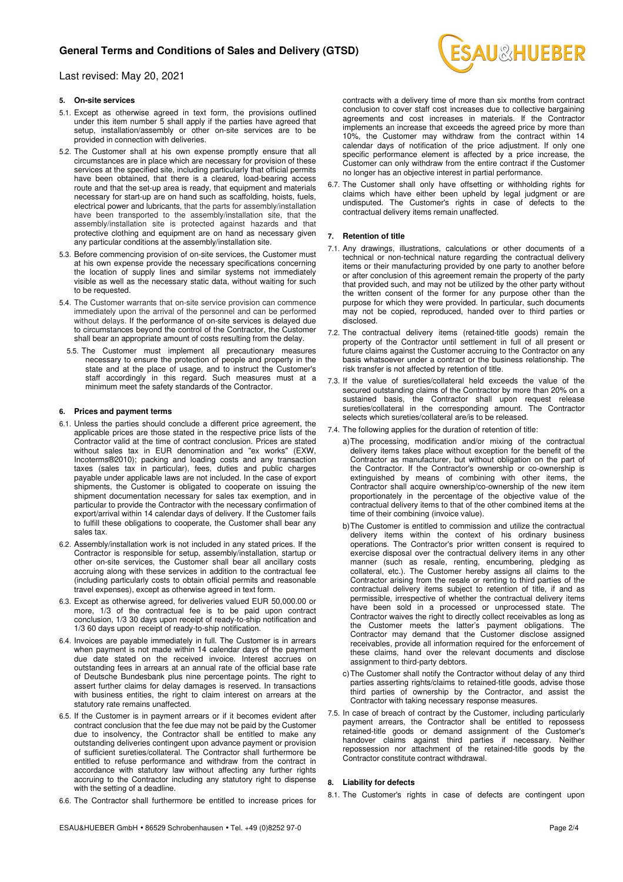### 5. On-site services

5.1. Except as otherwise agreed in text form, the provisions outlined under this item number 5 shall apply if the parties have agreed that setup, installation/assembly or other on-site services are to be provided in connection with deliveries.

5.2. The Customer shall at his own expense promptly ensure that all circumstances are in place which are necessary for provision of these services at the specified site, including particularly that official permits have been obtained, that there is a cleared, load-bearing access route and that the set-up area is ready, that equipment and materials necessary for start-up are on hand such as scaffolding, hoists, fuels, electrical power and lubricants, that the parts for assembly/installation have been transported to the assembly/installation site, that the assembly/installation site is protected against hazards and that protective clothing and equipment are on hand as necessary given any particular conditions at the assembly/installation site.

5.3. Before commencing provision of on-site services, the Customer must at his own expense provide the necessary specifications concerning the location of supply lines and similar systems not immediately visible as well as the necessary static data, without waiting for such to be requested.

5.4. The Customer warrants that on-site service provision can commence immediately upon the arrival of the personnel and can be performed without delays. If the performance of on-site services is delayed due to circumstances beyond the control of the Contractor, the Customer shall bear an appropriate amount of costs resulting from the delay.

5.5. The Customer must implement all precautionary measures necessary to ensure the protection of people and property in the state and at the place of usage, and to instruct the Customer's staff accordingly in this regard. Such measures must at a minimum meet the safety standards of the Contractor.

### 6. Prices and payment terms

6.1. Unless the parties should conclude a different price agreement, the applicable prices are those stated in the respective price lists of the Contractor valid at the time of contract conclusion. Prices are stated without sales tax in EUR denomination and "ex works" (EXW, Incoterms®2010); packing and loading costs and any transaction taxes (sales tax in particular), fees, duties and public charges payable under applicable laws are not included. In the case of export shipments, the Customer is obligated to cooperate on issuing the shipment documentation necessary for sales tax exemption, and in particular to provide the Contractor with the necessary confirmation of export/arrival within 14 calendar days of delivery. If the Customer fails to fulfill these obligations to cooperate, the Customer shall bear any sales tax.

6.2. Assembly/installation work is not included in any stated prices. If the Contractor is responsible for setup, assembly/installation, startup or other on-site services, the Customer shall bear all ancillary costs accruing along with these services in addition to the contractual fee (including particularly costs to obtain official permits and reasonable travel expenses), except as otherwise agreed in text form.

6.3. Except as otherwise agreed, for deliveries valued EUR 50,000.00 or more, 1/3 of the contractual fee is to be paid upon contract conclusion, 1/3 30 days upon receipt of ready-to-ship notification and 1/3 60 days upon receipt of ready-to-ship notification.

6.4. Invoices are payable immediately in full. The Customer is in arrears when payment is not made within 14 calendar days of the payment due date stated on the received invoice. Interest accrues on outstanding fees in arrears at an annual rate of the official base rate of Deutsche Bundesbank plus nine percentage points. The right to assert further claims for delay damages is reserved. In transactions with business entities, the right to claim interest on arrears at the statutory rate remains unaffected.

6.5. If the Customer is in payment arrears or if it becomes evident after contract conclusion that the fee due may not be paid by the Customer due to insolvency, the Contractor shall be entitled to make any outstanding deliveries contingent upon advance payment or provision of sufficient sureties/collateral. The Contractor shall furthermore be entitled to refuse performance and withdraw from the contract in accordance with statutory law without affecting any further rights accruing to the Contractor including any statutory right to dispense with the setting of a deadline.

6.6. The Contractor shall furthermore be entitled to increase prices for contracts with a delivery time of more than six months from contract conclusion to cover staff cost increases due to collective bargaining agreements and cost increases in materials. If the Contractor implements an increase that exceeds the agreed price by more than 10%, the Customer may withdraw from the contract within 14 calendar days of notification of the price adjustment. If only one specific performance element is affected by a price increase, the Customer can only withdraw from the entire contract if the Customer no longer has an objective interest in partial performance.

6.7. The Customer shall only have offsetting or withholding rights for claims which have either been upheld by legal judgment or are undisputed. The Customer's rights in case of defects to the contractual delivery items remain unaffected.

### 7. Retention of title

7.1. Any drawings, illustrations, calculations or other documents of a technical or non-technical nature regarding the contractual delivery items or their manufacturing provided by one party to another before or after conclusion of this agreement remain the property of the party that provided such, and may not be utilized by the other party without the written consent of the former for any purpose other than the purpose for which they were provided. In particular, such documents may not be copied, reproduced, handed over to third parties or disclosed.

7.2. The contractual delivery items (retained-title goods) remain the property of the Contractor until settlement in full of all present or future claims against the Customer accruing to the Contractor on any basis whatsoever under a contract or the business relationship. The risk transfer is not affected by retention of title.

7.3. If the value of sureties/collateral held exceeds the value of the secured outstanding claims of the Contractor by more than 20% on a sustained basis, the Contractor shall upon request release sureties/collateral in the corresponding amount. The Contractor selects which sureties/collateral are/is to be released.

7.4. The following applies for the duration of retention of title:

a) The processing, modification and/or mixing of the contractual delivery items takes place without exception for the benefit of the Contractor as manufacturer, but without obligation on the part of the Contractor. If the Contractor's ownership or co-ownership is extinguished by means of combining with other items, the Contractor shall acquire ownership/co-ownership of the new item proportionately in the percentage of the objective value of the contractual delivery items to that of the other combined items at the time of their combining (invoice value).

b) The Customer is entitled to commission and utilize the contractual delivery items within the context of his ordinary business operations. The Contractor's prior written consent is required to exercise disposal over the contractual delivery items in any other manner (such as resale, renting, encumbering, pledging as collateral, etc.). The Customer hereby assigns all claims to the Contractor arising from the resale or renting to third parties of the contractual delivery items subject to retention of title, if and as permissible, irrespective of whether the contractual delivery items have been sold in a processed or unprocessed state. The Contractor waives the right to directly collect receivables as long as the Customer meets the latter's payment obligations. The Contractor may demand that the Customer disclose assigned receivables, provide all information required for the enforcement of these claims, hand over the relevant documents and disclose assignment to third-party debtors.

c) The Customer shall notify the Contractor without delay of any third parties asserting rights/claims to retained-title goods, advise those third parties of ownership by the Contractor, and assist the Contractor with taking necessary response measures.

7.5. In case of breach of contract by the Customer, including particularly payment arrears, the Contractor shall be entitled to repossess retained-title goods or demand assignment of the Customer's handover claims against third parties if necessary. Neither repossession nor attachment of the retained-title goods by the Contractor constitute contract withdrawal.

### 8. Liability for defects

8.1. The Customer's rights in case of defects are contingent upon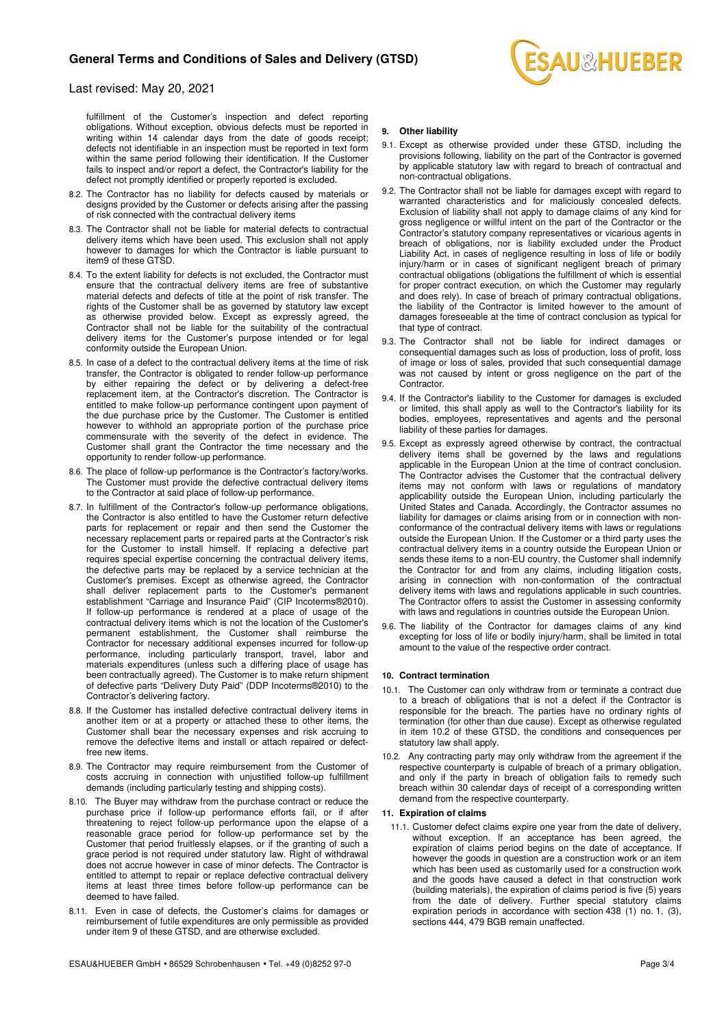fulfillment of the Customer's inspection and defect reporting obligations. Without exception, obvious defects must be reported in writing within 14 calendar days from the date of goods receipt; defects not identifiable in an inspection must be reported in text form within the same period following their identification. If the Customer fails to inspect and/or report a defect, the Contractor's liability for the defect not promptly identified or properly reported is excluded.

8.2. The Contractor has no liability for defects caused by materials or designs provided by the Customer or defects arising after the passing of risk connected with the contractual delivery items

8.3. The Contractor shall not be liable for material defects to contractual delivery items which have been used. This exclusion shall not apply however to damages for which the Contractor is liable pursuant to item9 of these GTSD.

8.4. To the extent liability for defects is not excluded, the Contractor must ensure that the contractual delivery items are free of substantive material defects and defects of title at the point of risk transfer. The rights of the Customer shall be as governed by statutory law except as otherwise provided below. Except as expressly agreed, the Contractor shall not be liable for the suitability of the contractual delivery items for the Customer's purpose intended or for legal conformity outside the European Union.

8.5. In case of a defect to the contractual delivery items at the time of risk transfer, the Contractor is obligated to render follow-up performance by either repairing the defect or by delivering a defect-free replacement item, at the Contractor's discretion. The Contractor is entitled to make follow-up performance contingent upon payment of the due purchase price by the Customer. The Customer is entitled however to withhold an appropriate portion of the purchase price commensurate with the severity of the defect in evidence. The Customer shall grant the Contractor the time necessary and the opportunity to render follow-up performance.

8.6. The place of follow-up performance is the Contractor's factory/works. The Customer must provide the defective contractual delivery items to the Contractor at said place of follow-up performance.

8.7. In fulfillment of the Contractor's follow-up performance obligations, the Contractor is also entitled to have the Customer return defective parts for replacement or repair and then send the Customer the necessary replacement parts or repaired parts at the Contractor's risk for the Customer to install himself. If replacing a defective part requires special expertise concerning the contractual delivery items, the defective parts may be replaced by a service technician at the Customer's premises. Except as otherwise agreed, the Contractor shall deliver replacement parts to the Customer's permanent establishment "Carriage and Insurance Paid" (CIP Incoterms®2010). If follow-up performance is rendered at a place of usage of the contractual delivery items which is not the location of the Customer's permanent establishment, the Customer shall reimburse the Contractor for necessary additional expenses incurred for follow-up performance, including particularly transport, travel, labor and materials expenditures (unless such a differing place of usage has been contractually agreed). The Customer is to make return shipment of defective parts "Delivery Duty Paid" (DDP Incoterms®2010) to the Contractor's delivering factory.

8.8. If the Customer has installed defective contractual delivery items in another item or at a property or attached these to other items, the Customer shall bear the necessary expenses and risk accruing to remove the defective items and install or attach repaired or defect-free new items.

8.9. The Contractor may require reimbursement from the Customer of costs accruing in connection with unjustified follow-up fulfillment demands (including particularly testing and shipping costs).

8.10. The Buyer may withdraw from the purchase contract or reduce the purchase price if follow-up performance efforts fail, or if after threatening to reject follow-up performance upon the elapse of a reasonable grace period for follow-up performance set by the Customer that period fruitlessly elapses, or if the granting of such a grace period is not required under statutory law. Right of withdrawal does not accrue however in case of minor defects. The Contractor is entitled to attempt to repair or replace defective contractual delivery items at least three times before follow-up performance can be deemed to have failed.

8.11. Even in case of defects, the Customer's claims for damages or reimbursement of futile expenditures are only permissible as provided under item 9 of these GTSD, and are otherwise excluded.

#### 9. Other liability

9.1. Except as otherwise provided under these GTSD, including the provisions following, liability on the part of the Contractor is governed by applicable statutory law with regard to breach of contractual and non-contractual obligations.

9.2. The Contractor shall not be liable for damages except with regard to warranted characteristics and for maliciously concealed defects. Exclusion of liability shall not apply to damage claims of any kind for gross negligence or willful intent on the part of the Contractor or the Contractor's statutory company representatives or vicarious agents in breach of obligations, nor is liability excluded under the Product Liability Act, in cases of negligence resulting in loss of life or bodily injury/harm or in cases of significant negligent breach of primary contractual obligations (obligations the fulfillment of which is essential for proper contract execution, on which the Customer may regularly and does rely). In case of breach of primary contractual obligations, the liability of the Contractor is limited however to the amount of damages foreseeable at the time of contract conclusion as typical for that type of contract.

9.3. The Contractor shall not be liable for indirect damages or consequential damages such as loss of production, loss of profit, loss of image or loss of sales, provided that such consequential damage was not caused by intent or gross negligence on the part of the Contractor.

9.4. If the Contractor's liability to the Customer for damages is excluded or limited, this shall apply as well to the Contractor's liability for its bodies, employees, representatives and agents and the personal liability of these parties for damages.

9.5. Except as expressly agreed otherwise by contract, the contractual delivery items shall be governed by the laws and regulations applicable in the European Union at the time of contract conclusion. The Contractor advises the Customer that the contractual delivery items may not conform with laws or regulations of mandatory applicability outside the European Union, including particularly the United States and Canada. Accordingly, the Contractor assumes no liability for damages or claims arising from or in connection with non-conformance of the contractual delivery items with laws or regulations outside the European Union. If the Customer or a third party uses the contractual delivery items in a country outside the European Union or sends these items to a non-EU country, the Customer shall indemnify the Contractor for and from any claims, including litigation costs, arising in connection with non-conformation of the contractual delivery items with laws and regulations applicable in such countries. The Contractor offers to assist the Customer in assessing conformity with laws and regulations in countries outside the European Union.

9.6. The liability of the Contractor for damages claims of any kind excepting for loss of life or bodily injury/harm, shall be limited in total amount to the value of the respective order contract.

#### 10. Contract termination

10.1. The Customer can only withdraw from or terminate a contract due to a breach of obligations that is not a defect if the Contractor is responsible for the breach. The parties have no ordinary rights of termination (for other than due cause). Except as otherwise regulated in item 10.2 of these GTSD, the conditions and consequences per statutory law shall apply.

10.2. Any contracting party may only withdraw from the agreement if the respective counterparty is culpable of breach of a primary obligation, and only if the party in breach of obligation fails to remedy such breach within 30 calendar days of receipt of a corresponding written demand from the respective counterparty.

#### 11. Expiration of claims

11.1. Customer defect claims expire one year from the date of delivery, without exception. If an acceptance has been agreed, the expiration of claims period begins on the date of acceptance. If however the goods in question are a construction work or an item which has been used as customarily used for a construction work and the goods have caused a defect in that construction work (building materials), the expiration of claims period is five (5) years from the date of delivery. Further special statutory claims expiration periods in accordance with section 438 (1) no. 1, (3), sections 444, 479 BGB remain unaffected.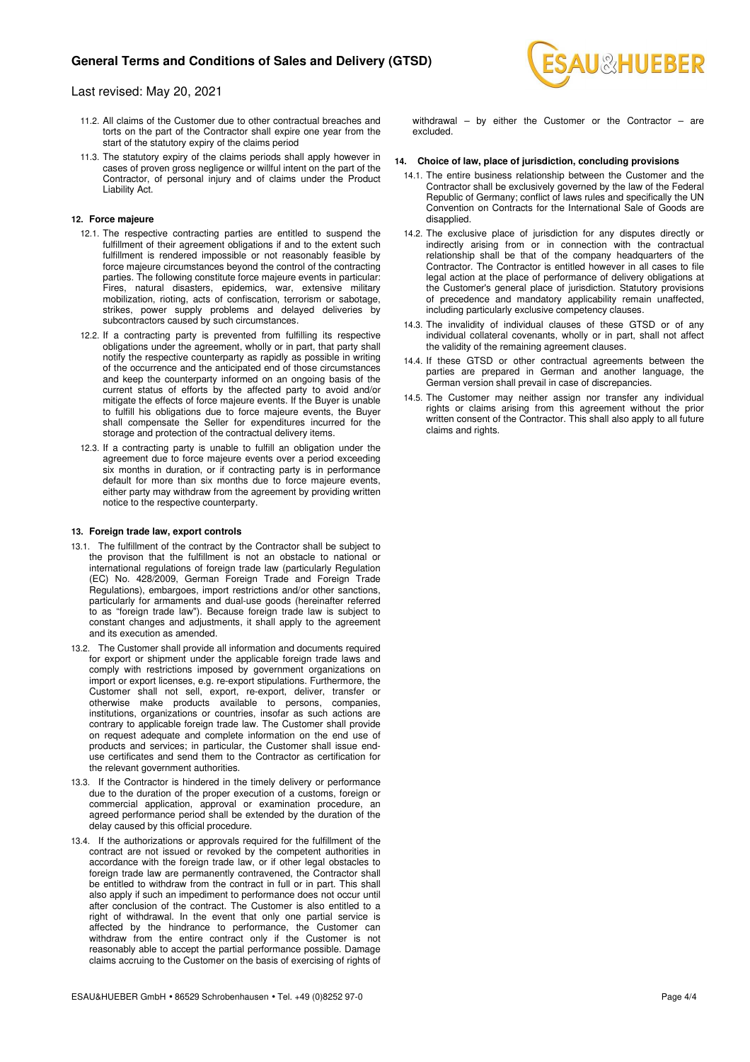11.2. All claims of the Customer due to other contractual breaches and torts on the part of the Contractor shall expire one year from the start of the statutory expiry of the claims period

11.3. The statutory expiry of the claims periods shall apply however in cases of proven gross negligence or willful intent on the part of the Contractor, of personal injury and of claims under the Product Liability Act.

**12. Force majeure**

12.1. The respective contracting parties are entitled to suspend the fulfillment of their agreement obligations if and to the extent such fulfillment is rendered impossible or not reasonably feasible by force majeure circumstances beyond the control of the contracting parties. The following constitute force majeure events in particular: Fires, natural disasters, epidemics, war, extensive military mobilization, rioting, acts of confiscation, terrorism or sabotage, strikes, power supply problems and delayed deliveries by subcontractors caused by such circumstances.

12.2. If a contracting party is prevented from fulfilling its respective obligations under the agreement, wholly or in part, that party shall notify the respective counterparty as rapidly as possible in writing of the occurrence and the anticipated end of those circumstances and keep the counterparty informed on an ongoing basis of the current status of efforts by the affected party to avoid and/or mitigate the effects of force majeure events. If the Buyer is unable to fulfill his obligations due to force majeure events, the Buyer shall compensate the Seller for expenditures incurred for the storage and protection of the contractual delivery items.

12.3. If a contracting party is unable to fulfill an obligation under the agreement due to force majeure events over a period exceeding six months in duration, or if contracting party is in performance default for more than six months due to force majeure events, either party may withdraw from the agreement by providing written notice to the respective counterparty.

**13. Foreign trade law, export controls**

13.1. The fulfillment of the contract by the Contractor shall be subject to the provison that the fulfillment is not an obstacle to national or international regulations of foreign trade law (particularly Regulation (EC) No. 428/2009, German Foreign Trade and Foreign Trade Regulations), embargoes, import restrictions and/or other sanctions, particularly for armaments and dual-use goods (hereinafter referred to as "foreign trade law"). Because foreign trade law is subject to constant changes and adjustments, it shall apply to the agreement and its execution as amended.

13.2. The Customer shall provide all information and documents required for export or shipment under the applicable foreign trade laws and comply with restrictions imposed by government organizations on import or export licenses, e.g. re-export stipulations. Furthermore, the Customer shall not sell, export, re-export, deliver, transfer or otherwise make products available to persons, companies, institutions, organizations or countries, insofar as such actions are contrary to applicable foreign trade law. The Customer shall provide on request adequate and complete information on the end use of products and services; in particular, the Customer shall issue end-use certificates and send them to the Contractor as certification for the relevant government authorities.

13.3. If the Contractor is hindered in the timely delivery or performance due to the duration of the proper execution of a customs, foreign or commercial application, approval or examination procedure, an agreed performance period shall be extended by the duration of the delay caused by this official procedure.

13.4. If the authorizations or approvals required for the fulfillment of the contract are not issued or revoked by the competent authorities in accordance with the foreign trade law, or if other legal obstacles to foreign trade law are permanently contravened, the Contractor shall be entitled to withdraw from the contract in full or in part. This shall also apply if such an impediment to performance does not occur until after conclusion of the contract. The Customer is also entitled to a right of withdrawal. In the event that only one partial service is affected by the hindrance to performance, the Customer can withdraw from the entire contract only if the Customer is not reasonably able to accept the partial performance possible. Damage claims accruing to the Customer on the basis of exercising of rights of withdrawal – by either the Customer or the Contractor – are excluded.

**14. Choice of law, place of jurisdiction, concluding provisions**

14.1. The entire business relationship between the Customer and the Contractor shall be exclusively governed by the law of the Federal Republic of Germany; conflict of laws rules and specifically the UN Convention on Contracts for the International Sale of Goods are disapplied.

14.2. The exclusive place of jurisdiction for any disputes directly or indirectly arising from or in connection with the contractual relationship shall be that of the company headquarters of the Contractor. The Contractor is entitled however in all cases to file legal action at the place of performance of delivery obligations at the Customer's general place of jurisdiction. Statutory provisions of precedence and mandatory applicability remain unaffected, including particularly exclusive competency clauses.

14.3. The invalidity of individual clauses of these GTSD or of any individual collateral covenants, wholly or in part, shall not affect the validity of the remaining agreement clauses.

14.4. If these GTSD or other contractual agreements between the parties are prepared in German and another language, the German version shall prevail in case of discrepancies.

14.5. The Customer may neither assign nor transfer any individual rights or claims arising from this agreement without the prior written consent of the Contractor. This shall also apply to all future claims and rights.